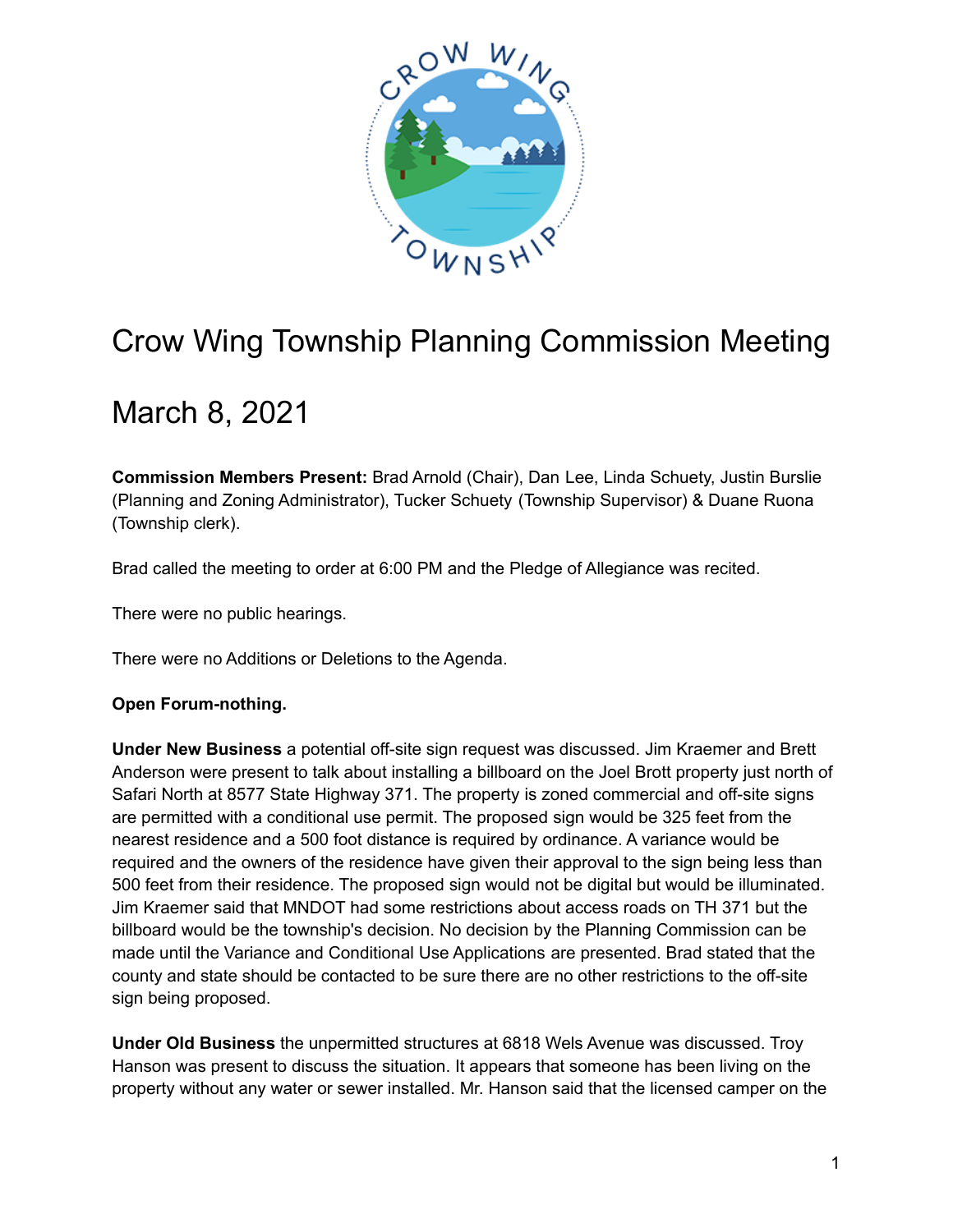# Crow Wing Township Planning Commission Meeting

# March 8, 2021

**Commission Members Present:** Brad Arnold (Chair), Dan Lee, Linda Schuety, Justin Burslie (Planning and Zoning Administrator), Tucker Schuety (Township Supervisor) & Duane Ruona (Township clerk).

Brad called the meeting to order at 6:00 PM and the Pledge of Allegiance was recited.

There were no public hearings.

There were no Additions or Deletions to the Agenda.

**Open Forum-nothing.**

**Under New Business** a potential off-site sign request was discussed. Jim Kraemer and Brett Anderson were present to talk about installing a billboard on the Joel Brott property just north of Safari North at 8577 State Highway 371. The property is zoned commercial and off-site signs are permitted with a conditional use permit. The proposed sign would be 325 feet from the nearest residence and a 500 foot distance is required by ordinance. A variance would be required and the owners of the residence have given their approval to the sign being less than 500 feet from their residence. The proposed sign would not be digital but would be illuminated. Jim Kraemer said that MNDOT had some restrictions about access roads on TH 371 but the billboard would be the township's decision. No decision by the Planning Commission can be made until the Variance and Conditional Use Applications are presented. Brad stated that the county and state should be contacted to be sure there are no other restrictions to the off-site sign being proposed.

**Under Old Business** the unpermitted structures at 6818 Wels Avenue was discussed. Troy Hanson was present to discuss the situation. It appears that someone has been living on the property without any water or sewer installed. Mr. Hanson said that the licensed camper on the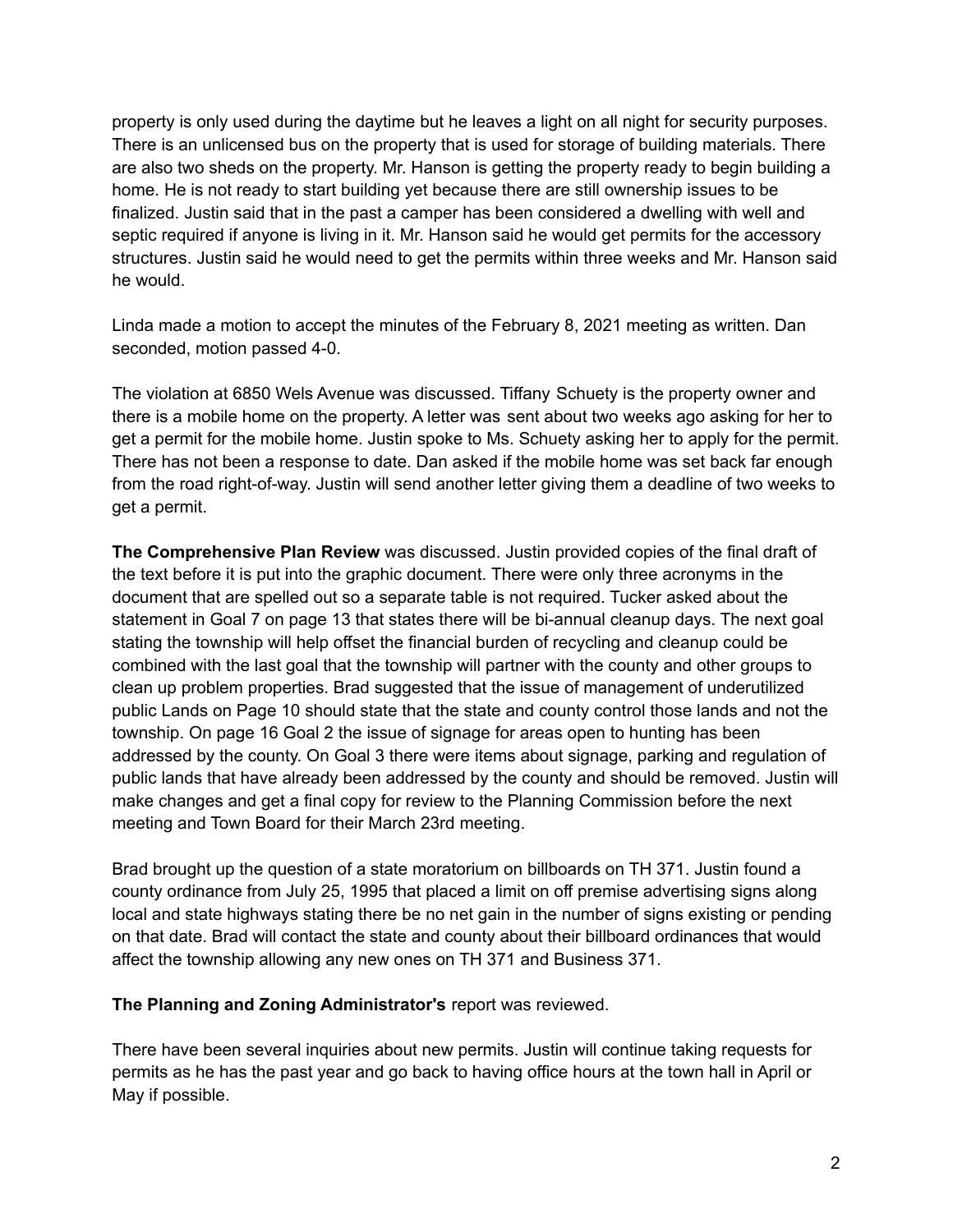property is only used during the daytime but he leaves a light on all night for security purposes. There is an unlicensed bus on the property that is used for storage of building materials. There are also two sheds on the property. Mr. Hanson is getting the property ready to begin building a home. He is not ready to start building yet because there are still ownership issues to be finalized. Justin said that in the past a camper has been considered a dwelling with well and septic required if anyone is living in it. Mr. Hanson said he would get permits for the accessory structures. Justin said he would need to get the permits within three weeks and Mr. Hanson said he would.

Linda made a motion to accept the minutes of the February 8, 2021 meeting as written. Dan seconded, motion passed 4-0.

The violation at 6850 Wels Avenue was discussed. Tiffany Schuety is the property owner and there is a mobile home on the property. A letter was sent about two weeks ago asking for her to get a permit for the mobile home. Justin spoke to Ms. Schuety asking her to apply for the permit. There has not been a response to date. Dan asked if the mobile home was set back far enough from the road right-of-way. Justin will send another letter giving them a deadline of two weeks to get a permit.

**The Comprehensive Plan Review** was discussed. Justin provided copies of the final draft of the text before it is put into the graphic document. There were only three acronyms in the document that are spelled out so a separate table is not required. Tucker asked about the statement in Goal 7 on page 13 that states there will be bi-annual cleanup days. The next goal stating the township will help offset the financial burden of recycling and cleanup could be combined with the last goal that the township will partner with the county and other groups to clean up problem properties. Brad suggested that the issue of management of underutilized public Lands on Page 10 should state that the state and county control those lands and not the township. On page 16 Goal 2 the issue of signage for areas open to hunting has been addressed by the county. On Goal 3 there were items about signage, parking and regulation of public lands that have already been addressed by the county and should be removed. Justin will make changes and get a final copy for review to the Planning Commission before the next meeting and Town Board for their March 23rd meeting.

Brad brought up the question of a state moratorium on billboards on TH 371. Justin found a county ordinance from July 25, 1995 that placed a limit on off premise advertising signs along local and state highways stating there be no net gain in the number of signs existing or pending on that date. Brad will contact the state and county about their billboard ordinances that would affect the township allowing any new ones on TH 371 and Business 371.

**The Planning and Zoning Administrator's** report was reviewed.

There have been several inquiries about new permits. Justin will continue taking requests for permits as he has the past year and go back to having office hours at the town hall in April or May if possible.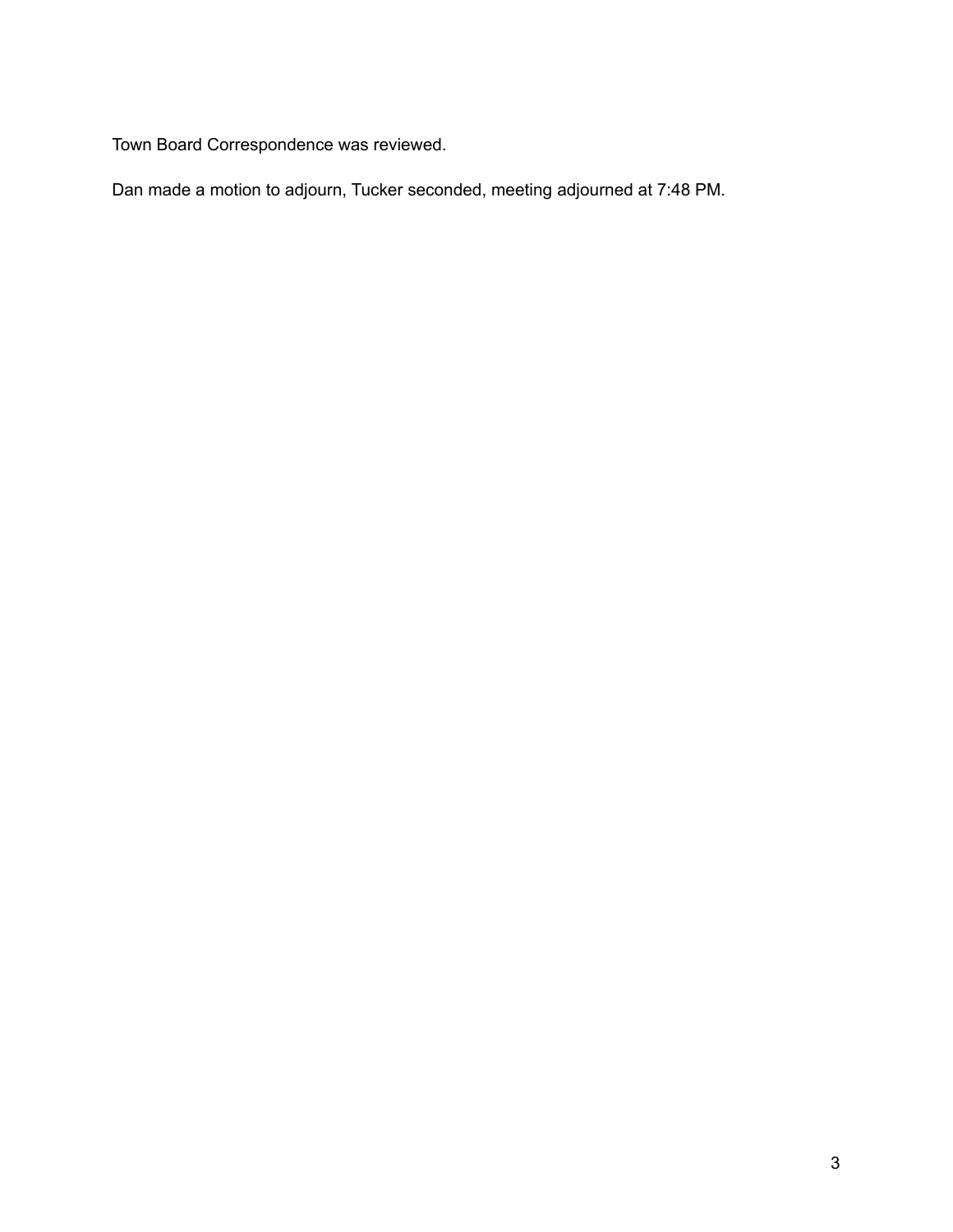Town Board Correspondence was reviewed.

Dan made a motion to adjourn, Tucker seconded, meeting adjourned at 7:48 PM.